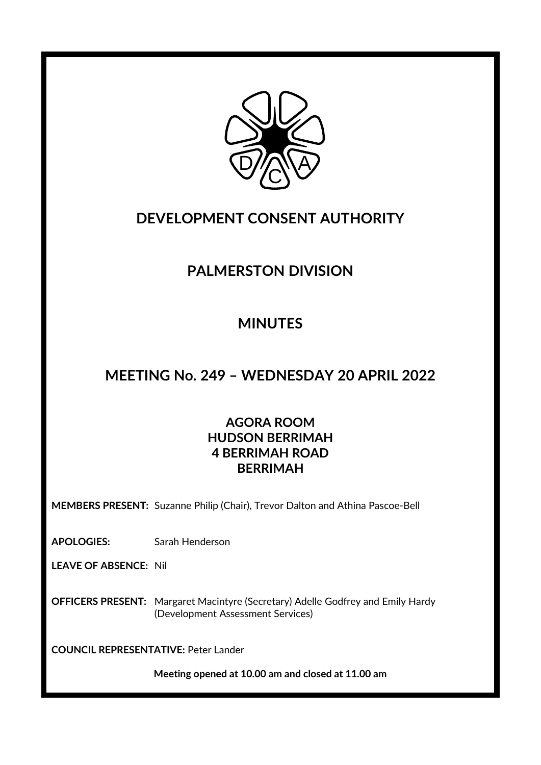# DEVELOPMENT CONSENT AUTHORITY

## PALMERSTON DIVISION

## MINUTES

## MEETING No. 249 – WEDNESDAY 20 APRIL 2022

**AGORA ROOM**
**HUDSON BERRIMAH**
**4 BERRIMAH ROAD**
**BERRIMAH**

**MEMBERS PRESENT:** Suzanne Philip (Chair), Trevor Dalton and Athina Pascoe-Bell

**APOLOGIES:** Sarah Henderson

**LEAVE OF ABSENCE:** Nil

**OFFICERS PRESENT:** Margaret Macintyre (Secretary) Adelle Godfrey and Emily Hardy (Development Assessment Services)

**COUNCIL REPRESENTATIVE:** Peter Lander

**Meeting opened at 10.00 am and closed at 11.00 am**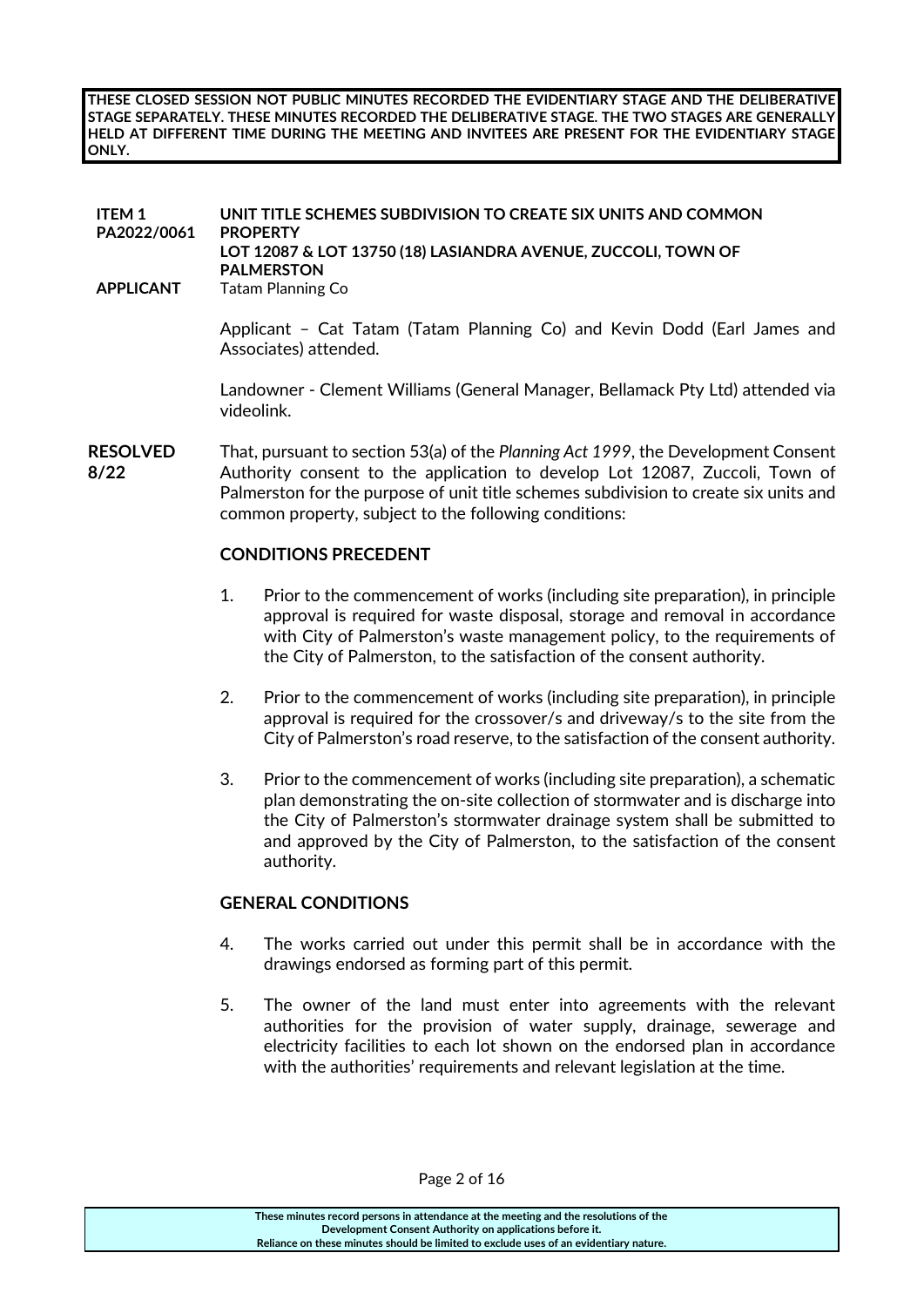**THESE CLOSED SESSION NOT PUBLIC MINUTES RECORDED THE EVIDENTIARY STAGE AND THE DELIBERATIVE STAGE SEPARATELY. THESE MINUTES RECORDED THE DELIBERATIVE STAGE. THE TWO STAGES ARE GENERALLY HELD AT DIFFERENT TIME DURING THE MEETING AND INVITEES ARE PRESENT FOR THE EVIDENTIARY STAGE ONLY.**

**ITEM 1**
**PA2022/0061**

**UNIT TITLE SCHEMES SUBDIVISION TO CREATE SIX UNITS AND COMMON PROPERTY**
**LOT 12087 & LOT 13750 (18) LASIANDRA AVENUE, ZUCCOLI, TOWN OF PALMERSTON**

**APPLICANT** Tatam Planning Co

Applicant – Cat Tatam (Tatam Planning Co) and Kevin Dodd (Earl James and Associates) attended.

Landowner - Clement Williams (General Manager, Bellamack Pty Ltd) attended via videolink.

**RESOLVED 8/22**

That, pursuant to section 53(a) of the *Planning Act 1999*, the Development Consent Authority consent to the application to develop Lot 12087, Zuccoli, Town of Palmerston for the purpose of unit title schemes subdivision to create six units and common property, subject to the following conditions:

**CONDITIONS PRECEDENT**

1. Prior to the commencement of works (including site preparation), in principle approval is required for waste disposal, storage and removal in accordance with City of Palmerston's waste management policy, to the requirements of the City of Palmerston, to the satisfaction of the consent authority.

2. Prior to the commencement of works (including site preparation), in principle approval is required for the crossover/s and driveway/s to the site from the City of Palmerston's road reserve, to the satisfaction of the consent authority.

3. Prior to the commencement of works (including site preparation), a schematic plan demonstrating the on-site collection of stormwater and is discharge into the City of Palmerston's stormwater drainage system shall be submitted to and approved by the City of Palmerston, to the satisfaction of the consent authority.

**GENERAL CONDITIONS**

4. The works carried out under this permit shall be in accordance with the drawings endorsed as forming part of this permit.

5. The owner of the land must enter into agreements with the relevant authorities for the provision of water supply, drainage, sewerage and electricity facilities to each lot shown on the endorsed plan in accordance with the authorities' requirements and relevant legislation at the time.

**These minutes record persons in attendance at the meeting and the resolutions of the Development Consent Authority on applications before it.**
**Reliance on these minutes should be limited to exclude uses of an evidentiary nature.**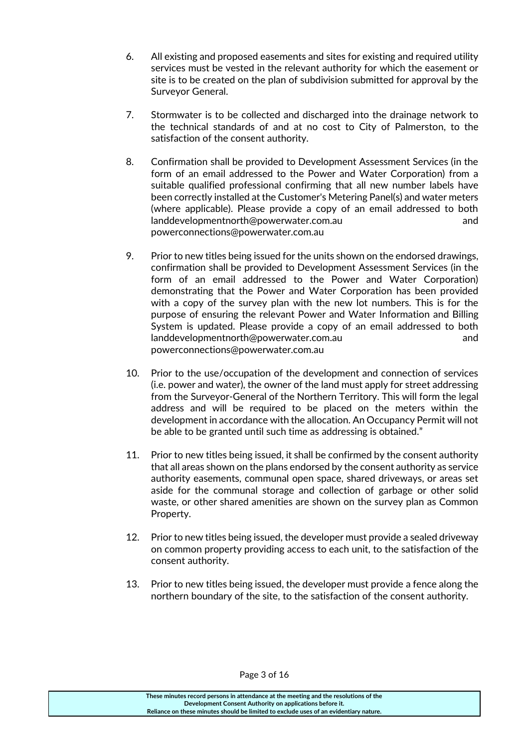6. All existing and proposed easements and sites for existing and required utility services must be vested in the relevant authority for which the easement or site is to be created on the plan of subdivision submitted for approval by the Surveyor General.

7. Stormwater is to be collected and discharged into the drainage network to the technical standards of and at no cost to City of Palmerston, to the satisfaction of the consent authority.

8. Confirmation shall be provided to Development Assessment Services (in the form of an email addressed to the Power and Water Corporation) from a suitable qualified professional confirming that all new number labels have been correctly installed at the Customer's Metering Panel(s) and water meters (where applicable). Please provide a copy of an email addressed to both landdevelopmentnorth@powerwater.com.au and powerconnections@powerwater.com.au

9. Prior to new titles being issued for the units shown on the endorsed drawings, confirmation shall be provided to Development Assessment Services (in the form of an email addressed to the Power and Water Corporation) demonstrating that the Power and Water Corporation has been provided with a copy of the survey plan with the new lot numbers. This is for the purpose of ensuring the relevant Power and Water Information and Billing System is updated. Please provide a copy of an email addressed to both landdevelopmentnorth@powerwater.com.au and powerconnections@powerwater.com.au

10. Prior to the use/occupation of the development and connection of services (i.e. power and water), the owner of the land must apply for street addressing from the Surveyor-General of the Northern Territory. This will form the legal address and will be required to be placed on the meters within the development in accordance with the allocation. An Occupancy Permit will not be able to be granted until such time as addressing is obtained."

11. Prior to new titles being issued, it shall be confirmed by the consent authority that all areas shown on the plans endorsed by the consent authority as service authority easements, communal open space, shared driveways, or areas set aside for the communal storage and collection of garbage or other solid waste, or other shared amenities are shown on the survey plan as Common Property.

12. Prior to new titles being issued, the developer must provide a sealed driveway on common property providing access to each unit, to the satisfaction of the consent authority.

13. Prior to new titles being issued, the developer must provide a fence along the northern boundary of the site, to the satisfaction of the consent authority.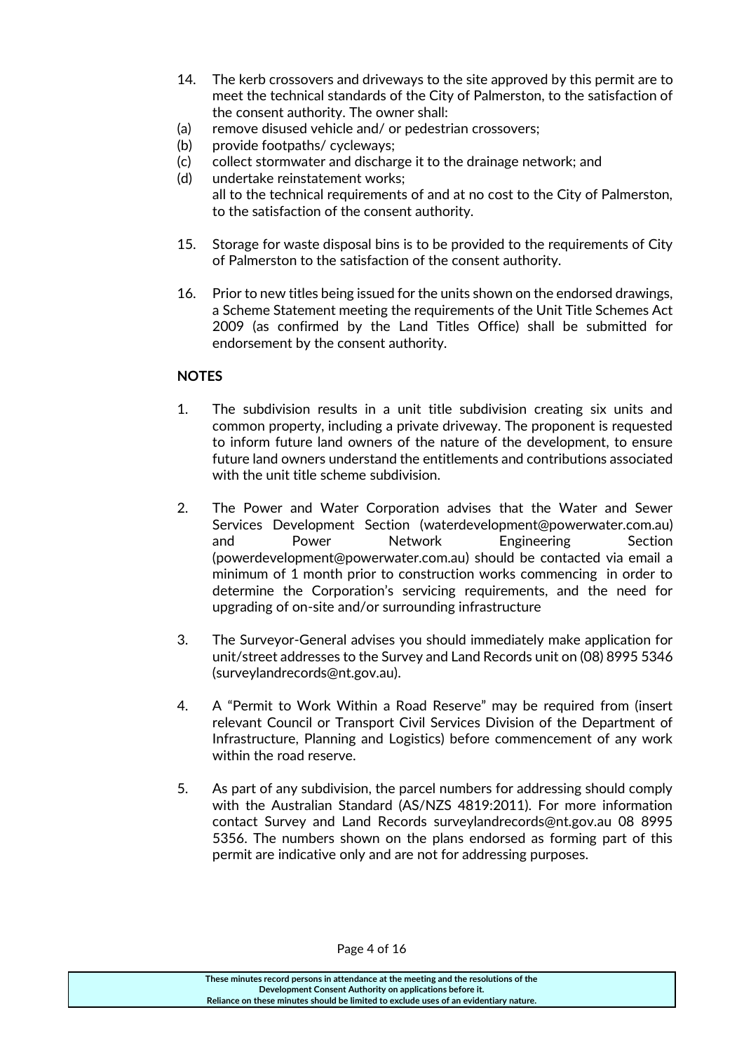14. The kerb crossovers and driveways to the site approved by this permit are to meet the technical standards of the City of Palmerston, to the satisfaction of the consent authority. The owner shall:

(a) remove disused vehicle and/ or pedestrian crossovers;

(b) provide footpaths/ cycleways;

(c) collect stormwater and discharge it to the drainage network; and

(d) undertake reinstatement works;

all to the technical requirements of and at no cost to the City of Palmerston, to the satisfaction of the consent authority.

15. Storage for waste disposal bins is to be provided to the requirements of City of Palmerston to the satisfaction of the consent authority.

16. Prior to new titles being issued for the units shown on the endorsed drawings, a Scheme Statement meeting the requirements of the Unit Title Schemes Act 2009 (as confirmed by the Land Titles Office) shall be submitted for endorsement by the consent authority.

**NOTES**

1. The subdivision results in a unit title subdivision creating six units and common property, including a private driveway. The proponent is requested to inform future land owners of the nature of the development, to ensure future land owners understand the entitlements and contributions associated with the unit title scheme subdivision.

2. The Power and Water Corporation advises that the Water and Sewer Services Development Section (waterdevelopment@powerwater.com.au) and Power Network Engineering Section (powerdevelopment@powerwater.com.au) should be contacted via email a minimum of 1 month prior to construction works commencing in order to determine the Corporation's servicing requirements, and the need for upgrading of on-site and/or surrounding infrastructure

3. The Surveyor-General advises you should immediately make application for unit/street addresses to the Survey and Land Records unit on (08) 8995 5346 (surveylandrecords@nt.gov.au).

4. A "Permit to Work Within a Road Reserve" may be required from (insert relevant Council or Transport Civil Services Division of the Department of Infrastructure, Planning and Logistics) before commencement of any work within the road reserve.

5. As part of any subdivision, the parcel numbers for addressing should comply with the Australian Standard (AS/NZS 4819:2011). For more information contact Survey and Land Records surveylandrecords@nt.gov.au 08 8995 5356. The numbers shown on the plans endorsed as forming part of this permit are indicative only and are not for addressing purposes.

These minutes record persons in attendance at the meeting and the resolutions of the Development Consent Authority on applications before it.
Reliance on these minutes should be limited to exclude uses of an evidentiary nature.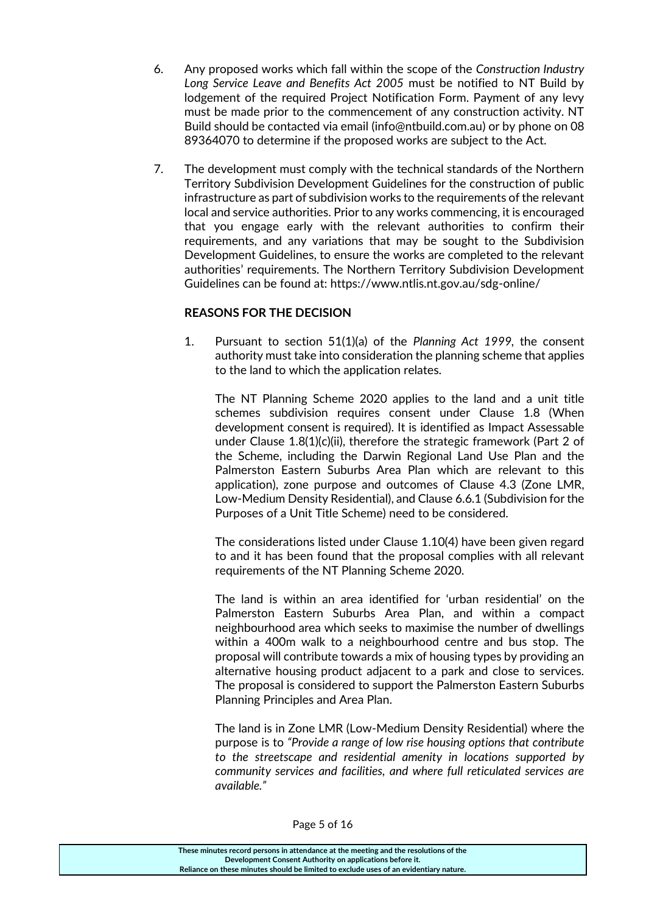6. Any proposed works which fall within the scope of the *Construction Industry Long Service Leave and Benefits Act 2005* must be notified to NT Build by lodgement of the required Project Notification Form. Payment of any levy must be made prior to the commencement of any construction activity. NT Build should be contacted via email (info@ntbuild.com.au) or by phone on 08 89364070 to determine if the proposed works are subject to the Act.

7. The development must comply with the technical standards of the Northern Territory Subdivision Development Guidelines for the construction of public infrastructure as part of subdivision works to the requirements of the relevant local and service authorities. Prior to any works commencing, it is encouraged that you engage early with the relevant authorities to confirm their requirements, and any variations that may be sought to the Subdivision Development Guidelines, to ensure the works are completed to the relevant authorities' requirements. The Northern Territory Subdivision Development Guidelines can be found at: https://www.ntlis.nt.gov.au/sdg-online/

**REASONS FOR THE DECISION**

1. Pursuant to section 51(1)(a) of the *Planning Act 1999*, the consent authority must take into consideration the planning scheme that applies to the land to which the application relates.

   The NT Planning Scheme 2020 applies to the land and a unit title schemes subdivision requires consent under Clause 1.8 (When development consent is required). It is identified as Impact Assessable under Clause 1.8(1)(c)(ii), therefore the strategic framework (Part 2 of the Scheme, including the Darwin Regional Land Use Plan and the Palmerston Eastern Suburbs Area Plan which are relevant to this application), zone purpose and outcomes of Clause 4.3 (Zone LMR, Low-Medium Density Residential), and Clause 6.6.1 (Subdivision for the Purposes of a Unit Title Scheme) need to be considered.

   The considerations listed under Clause 1.10(4) have been given regard to and it has been found that the proposal complies with all relevant requirements of the NT Planning Scheme 2020.

   The land is within an area identified for 'urban residential' on the Palmerston Eastern Suburbs Area Plan, and within a compact neighbourhood area which seeks to maximise the number of dwellings within a 400m walk to a neighbourhood centre and bus stop. The proposal will contribute towards a mix of housing types by providing an alternative housing product adjacent to a park and close to services. The proposal is considered to support the Palmerston Eastern Suburbs Planning Principles and Area Plan.

   The land is in Zone LMR (Low-Medium Density Residential) where the purpose is to *"Provide a range of low rise housing options that contribute to the streetscape and residential amenity in locations supported by community services and facilities, and where full reticulated services are available."*

These minutes record persons in attendance at the meeting and the resolutions of the Development Consent Authority on applications before it.
Reliance on these minutes should be limited to exclude uses of an evidentiary nature.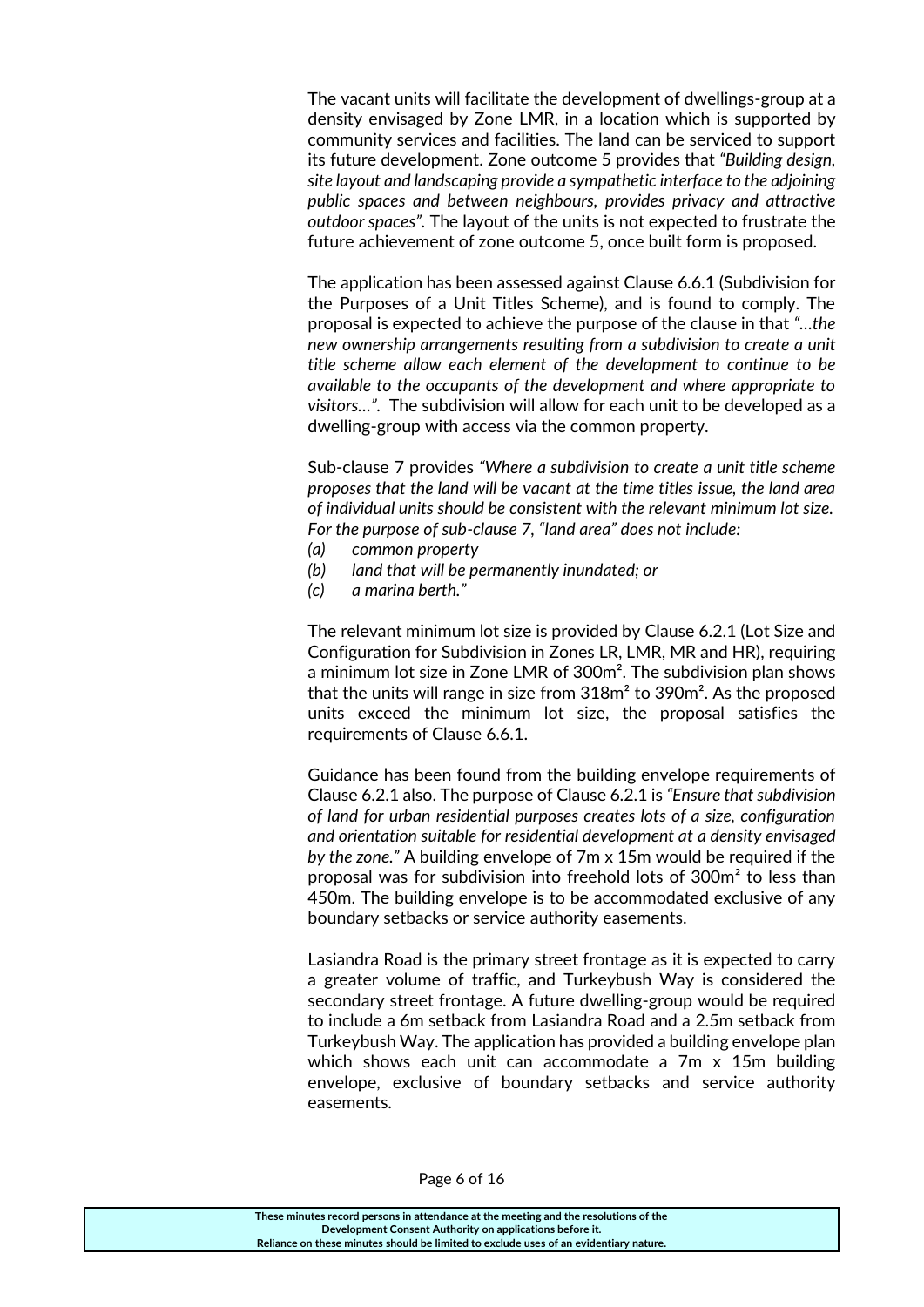The vacant units will facilitate the development of dwellings-group at a density envisaged by Zone LMR, in a location which is supported by community services and facilities. The land can be serviced to support its future development. Zone outcome 5 provides that *"Building design, site layout and landscaping provide a sympathetic interface to the adjoining public spaces and between neighbours, provides privacy and attractive outdoor spaces"*. The layout of the units is not expected to frustrate the future achievement of zone outcome 5, once built form is proposed.

The application has been assessed against Clause 6.6.1 (Subdivision for the Purposes of a Unit Titles Scheme), and is found to comply. The proposal is expected to achieve the purpose of the clause in that *"…the new ownership arrangements resulting from a subdivision to create a unit title scheme allow each element of the development to continue to be available to the occupants of the development and where appropriate to visitors…"*. The subdivision will allow for each unit to be developed as a dwelling-group with access via the common property.

Sub-clause 7 provides *"Where a subdivision to create a unit title scheme proposes that the land will be vacant at the time titles issue, the land area of individual units should be consistent with the relevant minimum lot size. For the purpose of sub-clause 7, "land area" does not include:*

*(a) common property*

*(b) land that will be permanently inundated; or*

*(c) a marina berth."*

The relevant minimum lot size is provided by Clause 6.2.1 (Lot Size and Configuration for Subdivision in Zones LR, LMR, MR and HR), requiring a minimum lot size in Zone LMR of 300m². The subdivision plan shows that the units will range in size from 318m² to 390m². As the proposed units exceed the minimum lot size, the proposal satisfies the requirements of Clause 6.6.1.

Guidance has been found from the building envelope requirements of Clause 6.2.1 also. The purpose of Clause 6.2.1 is *"Ensure that subdivision of land for urban residential purposes creates lots of a size, configuration and orientation suitable for residential development at a density envisaged by the zone."* A building envelope of 7m x 15m would be required if the proposal was for subdivision into freehold lots of 300m² to less than 450m. The building envelope is to be accommodated exclusive of any boundary setbacks or service authority easements.

Lasiandra Road is the primary street frontage as it is expected to carry a greater volume of traffic, and Turkeybush Way is considered the secondary street frontage. A future dwelling-group would be required to include a 6m setback from Lasiandra Road and a 2.5m setback from Turkeybush Way. The application has provided a building envelope plan which shows each unit can accommodate a 7m x 15m building envelope, exclusive of boundary setbacks and service authority easements.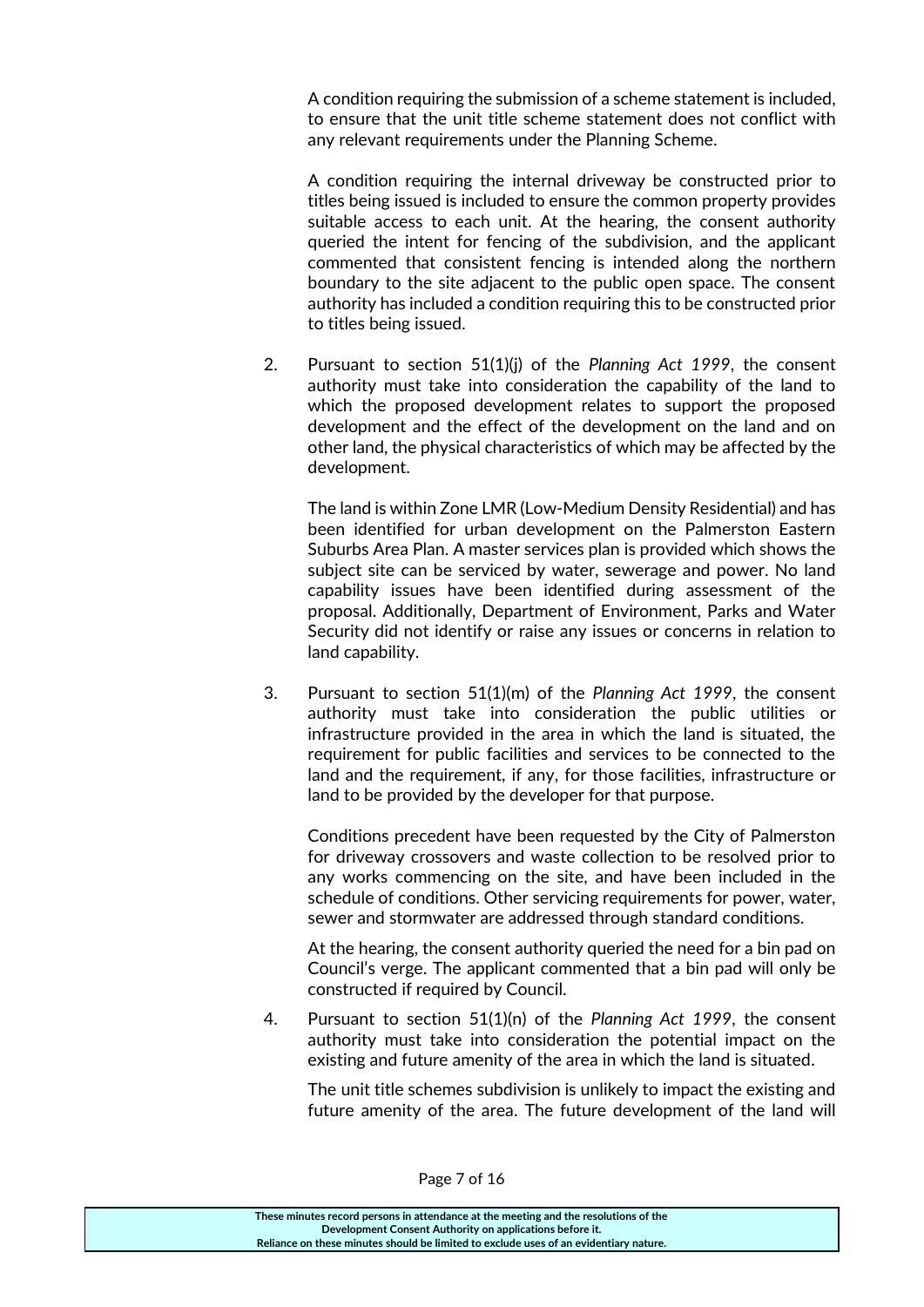A condition requiring the submission of a scheme statement is included, to ensure that the unit title scheme statement does not conflict with any relevant requirements under the Planning Scheme.

A condition requiring the internal driveway be constructed prior to titles being issued is included to ensure the common property provides suitable access to each unit. At the hearing, the consent authority queried the intent for fencing of the subdivision, and the applicant commented that consistent fencing is intended along the northern boundary to the site adjacent to the public open space. The consent authority has included a condition requiring this to be constructed prior to titles being issued.

2. Pursuant to section 51(1)(j) of the *Planning Act 1999*, the consent authority must take into consideration the capability of the land to which the proposed development relates to support the proposed development and the effect of the development on the land and on other land, the physical characteristics of which may be affected by the development.

   The land is within Zone LMR (Low-Medium Density Residential) and has been identified for urban development on the Palmerston Eastern Suburbs Area Plan. A master services plan is provided which shows the subject site can be serviced by water, sewerage and power. No land capability issues have been identified during assessment of the proposal. Additionally, Department of Environment, Parks and Water Security did not identify or raise any issues or concerns in relation to land capability.

3. Pursuant to section 51(1)(m) of the *Planning Act 1999*, the consent authority must take into consideration the public utilities or infrastructure provided in the area in which the land is situated, the requirement for public facilities and services to be connected to the land and the requirement, if any, for those facilities, infrastructure or land to be provided by the developer for that purpose.

   Conditions precedent have been requested by the City of Palmerston for driveway crossovers and waste collection to be resolved prior to any works commencing on the site, and have been included in the schedule of conditions. Other servicing requirements for power, water, sewer and stormwater are addressed through standard conditions.

   At the hearing, the consent authority queried the need for a bin pad on Council's verge. The applicant commented that a bin pad will only be constructed if required by Council.

4. Pursuant to section 51(1)(n) of the *Planning Act 1999*, the consent authority must take into consideration the potential impact on the existing and future amenity of the area in which the land is situated.

   The unit title schemes subdivision is unlikely to impact the existing and future amenity of the area. The future development of the land will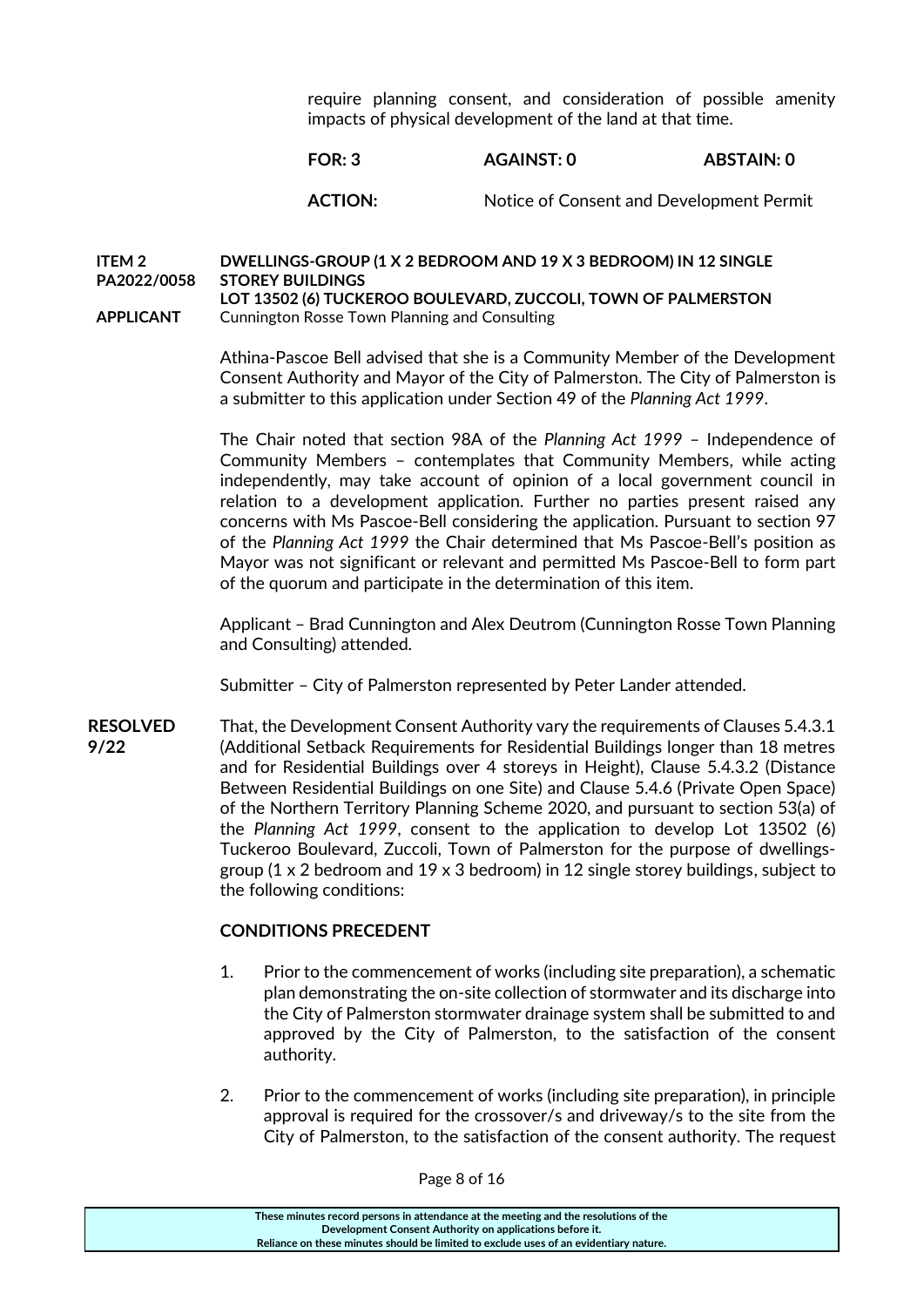require planning consent, and consideration of possible amenity impacts of physical development of the land at that time.

**FOR: 3** **AGAINST: 0** **ABSTAIN: 0**

**ACTION:** Notice of Consent and Development Permit

**ITEM 2 PA2022/0058** **DWELLINGS-GROUP (1 X 2 BEDROOM AND 19 X 3 BEDROOM) IN 12 SINGLE STOREY BUILDINGS**
**LOT 13502 (6) TUCKEROO BOULEVARD, ZUCCOLI, TOWN OF PALMERSTON**

**APPLICANT** Cunnington Rosse Town Planning and Consulting

Athina-Pascoe Bell advised that she is a Community Member of the Development Consent Authority and Mayor of the City of Palmerston. The City of Palmerston is a submitter to this application under Section 49 of the *Planning Act 1999*.

The Chair noted that section 98A of the *Planning Act 1999* – Independence of Community Members – contemplates that Community Members, while acting independently, may take account of opinion of a local government council in relation to a development application. Further no parties present raised any concerns with Ms Pascoe-Bell considering the application. Pursuant to section 97 of the *Planning Act 1999* the Chair determined that Ms Pascoe-Bell's position as Mayor was not significant or relevant and permitted Ms Pascoe-Bell to form part of the quorum and participate in the determination of this item.

Applicant – Brad Cunnington and Alex Deutrom (Cunnington Rosse Town Planning and Consulting) attended.

Submitter – City of Palmerston represented by Peter Lander attended.

**RESOLVED 9/22** That, the Development Consent Authority vary the requirements of Clauses 5.4.3.1 (Additional Setback Requirements for Residential Buildings longer than 18 metres and for Residential Buildings over 4 storeys in Height), Clause 5.4.3.2 (Distance Between Residential Buildings on one Site) and Clause 5.4.6 (Private Open Space) of the Northern Territory Planning Scheme 2020, and pursuant to section 53(a) of the *Planning Act 1999*, consent to the application to develop Lot 13502 (6) Tuckeroo Boulevard, Zuccoli, Town of Palmerston for the purpose of dwellings-group (1 x 2 bedroom and 19 x 3 bedroom) in 12 single storey buildings, subject to the following conditions:

**CONDITIONS PRECEDENT**

1. Prior to the commencement of works (including site preparation), a schematic plan demonstrating the on-site collection of stormwater and its discharge into the City of Palmerston stormwater drainage system shall be submitted to and approved by the City of Palmerston, to the satisfaction of the consent authority.

2. Prior to the commencement of works (including site preparation), in principle approval is required for the crossover/s and driveway/s to the site from the City of Palmerston, to the satisfaction of the consent authority. The request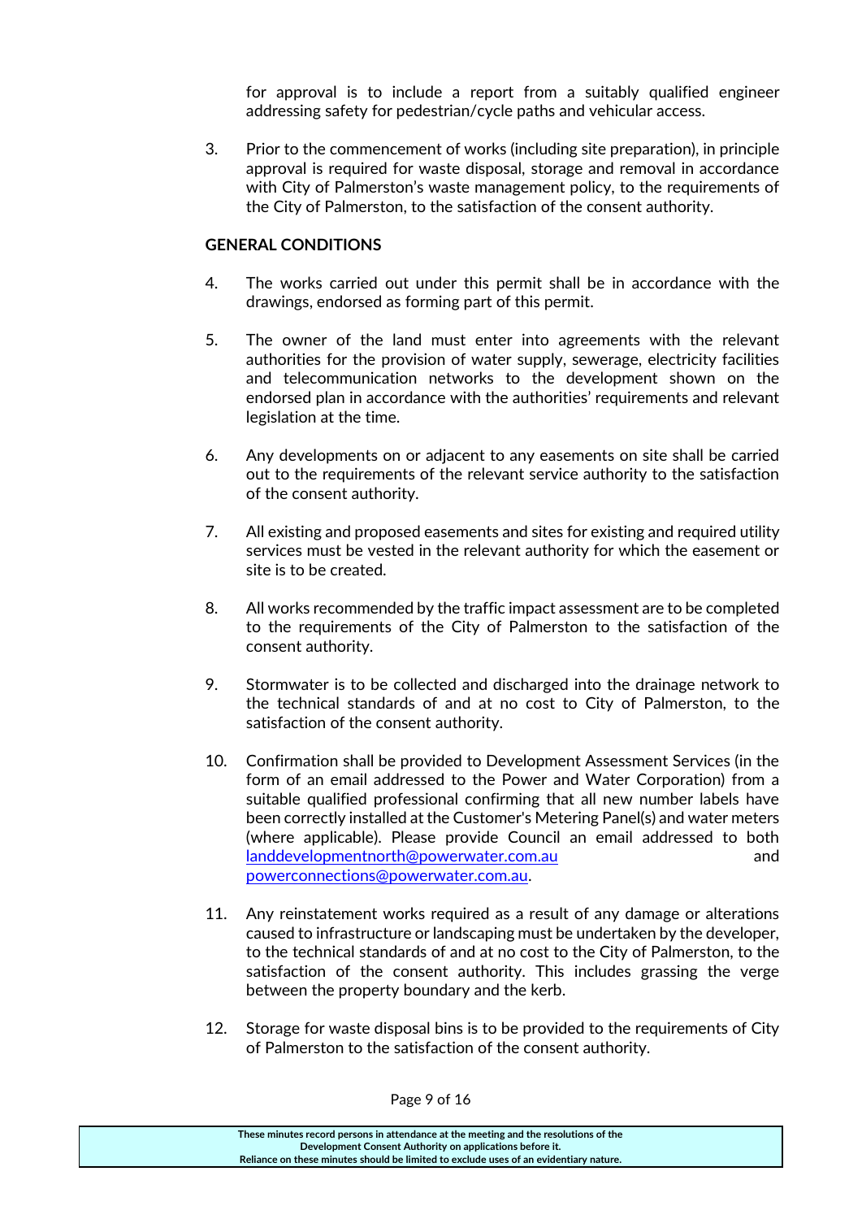for approval is to include a report from a suitably qualified engineer addressing safety for pedestrian/cycle paths and vehicular access.

3. Prior to the commencement of works (including site preparation), in principle approval is required for waste disposal, storage and removal in accordance with City of Palmerston's waste management policy, to the requirements of the City of Palmerston, to the satisfaction of the consent authority.

**GENERAL CONDITIONS**

4. The works carried out under this permit shall be in accordance with the drawings, endorsed as forming part of this permit.

5. The owner of the land must enter into agreements with the relevant authorities for the provision of water supply, sewerage, electricity facilities and telecommunication networks to the development shown on the endorsed plan in accordance with the authorities' requirements and relevant legislation at the time.

6. Any developments on or adjacent to any easements on site shall be carried out to the requirements of the relevant service authority to the satisfaction of the consent authority.

7. All existing and proposed easements and sites for existing and required utility services must be vested in the relevant authority for which the easement or site is to be created.

8. All works recommended by the traffic impact assessment are to be completed to the requirements of the City of Palmerston to the satisfaction of the consent authority.

9. Stormwater is to be collected and discharged into the drainage network to the technical standards of and at no cost to City of Palmerston, to the satisfaction of the consent authority.

10. Confirmation shall be provided to Development Assessment Services (in the form of an email addressed to the Power and Water Corporation) from a suitable qualified professional confirming that all new number labels have been correctly installed at the Customer's Metering Panel(s) and water meters (where applicable). Please provide Council an email addressed to both landdevelopmentnorth@powerwater.com.au and powerconnections@powerwater.com.au.

11. Any reinstatement works required as a result of any damage or alterations caused to infrastructure or landscaping must be undertaken by the developer, to the technical standards of and at no cost to the City of Palmerston, to the satisfaction of the consent authority. This includes grassing the verge between the property boundary and the kerb.

12. Storage for waste disposal bins is to be provided to the requirements of City of Palmerston to the satisfaction of the consent authority.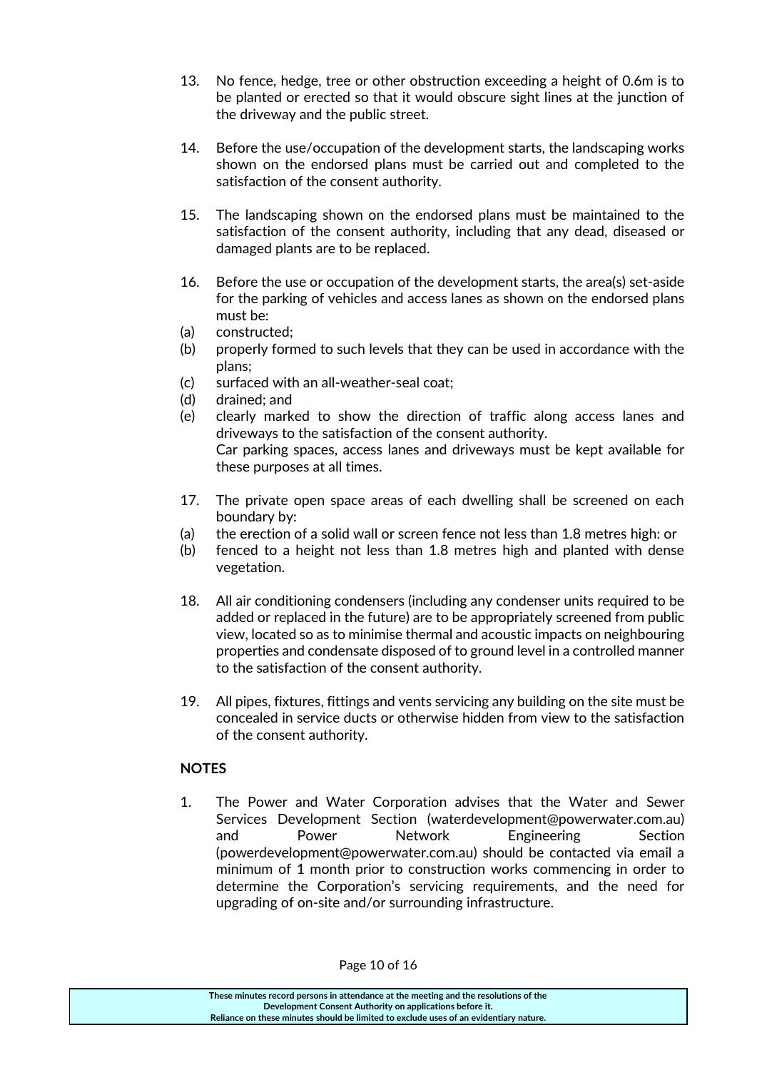13. No fence, hedge, tree or other obstruction exceeding a height of 0.6m is to be planted or erected so that it would obscure sight lines at the junction of the driveway and the public street.

14. Before the use/occupation of the development starts, the landscaping works shown on the endorsed plans must be carried out and completed to the satisfaction of the consent authority.

15. The landscaping shown on the endorsed plans must be maintained to the satisfaction of the consent authority, including that any dead, diseased or damaged plants are to be replaced.

16. Before the use or occupation of the development starts, the area(s) set-aside for the parking of vehicles and access lanes as shown on the endorsed plans must be:
    (a) constructed;
    (b) properly formed to such levels that they can be used in accordance with the plans;
    (c) surfaced with an all-weather-seal coat;
    (d) drained; and
    (e) clearly marked to show the direction of traffic along access lanes and driveways to the satisfaction of the consent authority.

    Car parking spaces, access lanes and driveways must be kept available for these purposes at all times.

17. The private open space areas of each dwelling shall be screened on each boundary by:
    (a) the erection of a solid wall or screen fence not less than 1.8 metres high: or
    (b) fenced to a height not less than 1.8 metres high and planted with dense vegetation.

18. All air conditioning condensers (including any condenser units required to be added or replaced in the future) are to be appropriately screened from public view, located so as to minimise thermal and acoustic impacts on neighbouring properties and condensate disposed of to ground level in a controlled manner to the satisfaction of the consent authority.

19. All pipes, fixtures, fittings and vents servicing any building on the site must be concealed in service ducts or otherwise hidden from view to the satisfaction of the consent authority.

**NOTES**

1. The Power and Water Corporation advises that the Water and Sewer Services Development Section (waterdevelopment@powerwater.com.au) and Power Network Engineering Section (powerdevelopment@powerwater.com.au) should be contacted via email a minimum of 1 month prior to construction works commencing in order to determine the Corporation's servicing requirements, and the need for upgrading of on-site and/or surrounding infrastructure.

**These minutes record persons in attendance at the meeting and the resolutions of the Development Consent Authority on applications before it.**
**Reliance on these minutes should be limited to exclude uses of an evidentiary nature.**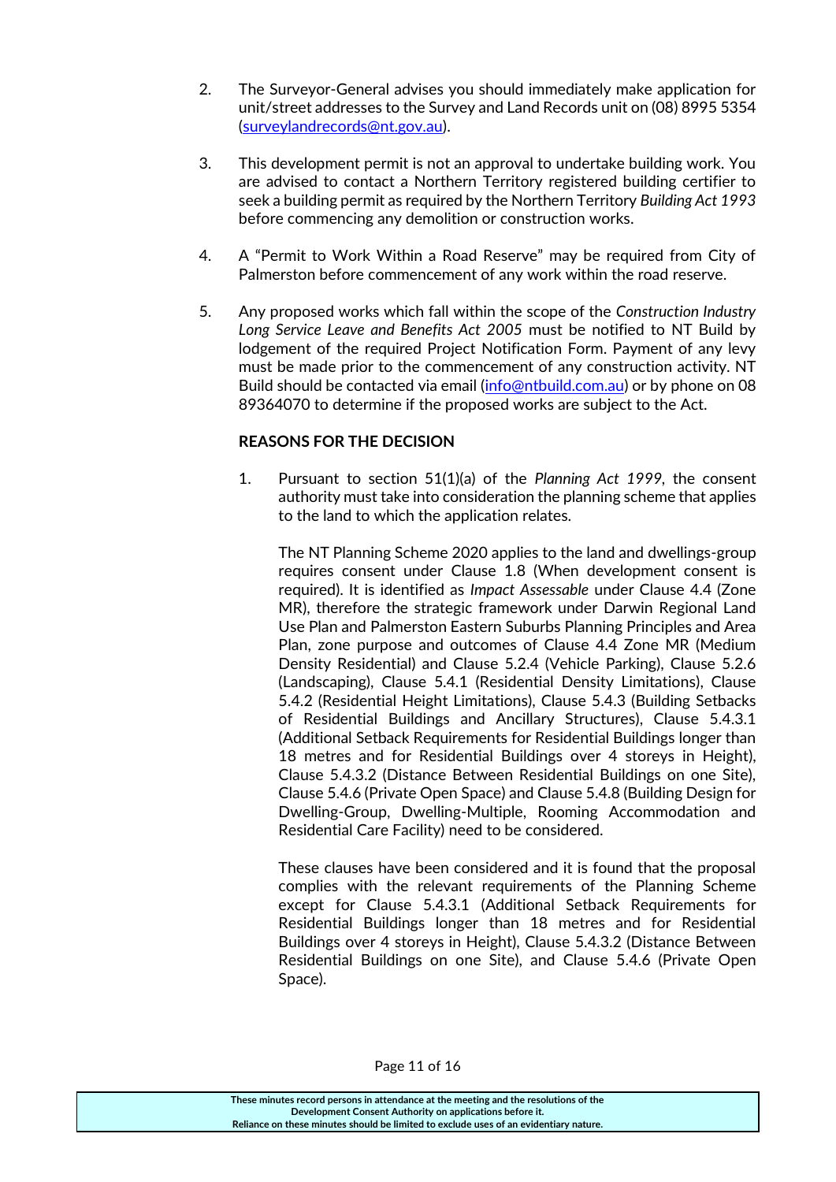2. The Surveyor-General advises you should immediately make application for unit/street addresses to the Survey and Land Records unit on (08) 8995 5354 (surveylandrecords@nt.gov.au).

3. This development permit is not an approval to undertake building work. You are advised to contact a Northern Territory registered building certifier to seek a building permit as required by the Northern Territory *Building Act 1993* before commencing any demolition or construction works.

4. A "Permit to Work Within a Road Reserve" may be required from City of Palmerston before commencement of any work within the road reserve.

5. Any proposed works which fall within the scope of the *Construction Industry Long Service Leave and Benefits Act 2005* must be notified to NT Build by lodgement of the required Project Notification Form. Payment of any levy must be made prior to the commencement of any construction activity. NT Build should be contacted via email (info@ntbuild.com.au) or by phone on 08 89364070 to determine if the proposed works are subject to the Act.

**REASONS FOR THE DECISION**

1. Pursuant to section 51(1)(a) of the *Planning Act 1999*, the consent authority must take into consideration the planning scheme that applies to the land to which the application relates.

   The NT Planning Scheme 2020 applies to the land and dwellings-group requires consent under Clause 1.8 (When development consent is required). It is identified as *Impact Assessable* under Clause 4.4 (Zone MR), therefore the strategic framework under Darwin Regional Land Use Plan and Palmerston Eastern Suburbs Planning Principles and Area Plan, zone purpose and outcomes of Clause 4.4 Zone MR (Medium Density Residential) and Clause 5.2.4 (Vehicle Parking), Clause 5.2.6 (Landscaping), Clause 5.4.1 (Residential Density Limitations), Clause 5.4.2 (Residential Height Limitations), Clause 5.4.3 (Building Setbacks of Residential Buildings and Ancillary Structures), Clause 5.4.3.1 (Additional Setback Requirements for Residential Buildings longer than 18 metres and for Residential Buildings over 4 storeys in Height), Clause 5.4.3.2 (Distance Between Residential Buildings on one Site), Clause 5.4.6 (Private Open Space) and Clause 5.4.8 (Building Design for Dwelling-Group, Dwelling-Multiple, Rooming Accommodation and Residential Care Facility) need to be considered.

   These clauses have been considered and it is found that the proposal complies with the relevant requirements of the Planning Scheme except for Clause 5.4.3.1 (Additional Setback Requirements for Residential Buildings longer than 18 metres and for Residential Buildings over 4 storeys in Height), Clause 5.4.3.2 (Distance Between Residential Buildings on one Site), and Clause 5.4.6 (Private Open Space).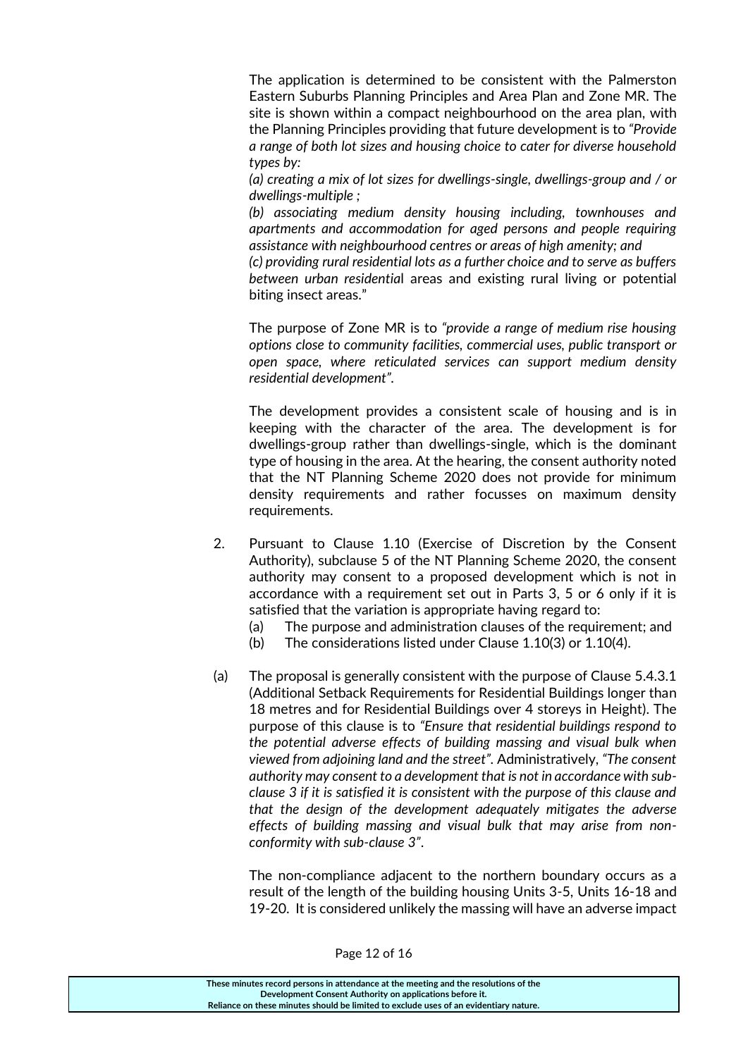The application is determined to be consistent with the Palmerston Eastern Suburbs Planning Principles and Area Plan and Zone MR. The site is shown within a compact neighbourhood on the area plan, with the Planning Principles providing that future development is to *"Provide a range of both lot sizes and housing choice to cater for diverse household types by:*

*(a) creating a mix of lot sizes for dwellings-single, dwellings-group and / or dwellings-multiple ;*

*(b) associating medium density housing including, townhouses and apartments and accommodation for aged persons and people requiring assistance with neighbourhood centres or areas of high amenity; and*

*(c) providing rural residential lots as a further choice and to serve as buffers between urban residentia*l areas and existing rural living or potential biting insect areas."

The purpose of Zone MR is to *"provide a range of medium rise housing options close to community facilities, commercial uses, public transport or open space, where reticulated services can support medium density residential development"*.

The development provides a consistent scale of housing and is in keeping with the character of the area. The development is for dwellings-group rather than dwellings-single, which is the dominant type of housing in the area. At the hearing, the consent authority noted that the NT Planning Scheme 2020 does not provide for minimum density requirements and rather focusses on maximum density requirements.

2. Pursuant to Clause 1.10 (Exercise of Discretion by the Consent Authority), subclause 5 of the NT Planning Scheme 2020, the consent authority may consent to a proposed development which is not in accordance with a requirement set out in Parts 3, 5 or 6 only if it is satisfied that the variation is appropriate having regard to:
   (a) The purpose and administration clauses of the requirement; and
   (b) The considerations listed under Clause 1.10(3) or 1.10(4).

(a) The proposal is generally consistent with the purpose of Clause 5.4.3.1 (Additional Setback Requirements for Residential Buildings longer than 18 metres and for Residential Buildings over 4 storeys in Height). The purpose of this clause is to *"Ensure that residential buildings respond to the potential adverse effects of building massing and visual bulk when viewed from adjoining land and the street"*. Administratively, *"The consent authority may consent to a development that is not in accordance with sub-clause 3 if it is satisfied it is consistent with the purpose of this clause and that the design of the development adequately mitigates the adverse effects of building massing and visual bulk that may arise from non-conformity with sub-clause 3"*.

The non-compliance adjacent to the northern boundary occurs as a result of the length of the building housing Units 3-5, Units 16-18 and 19-20. It is considered unlikely the massing will have an adverse impact

These minutes record persons in attendance at the meeting and the resolutions of the Development Consent Authority on applications before it.
Reliance on these minutes should be limited to exclude uses of an evidentiary nature.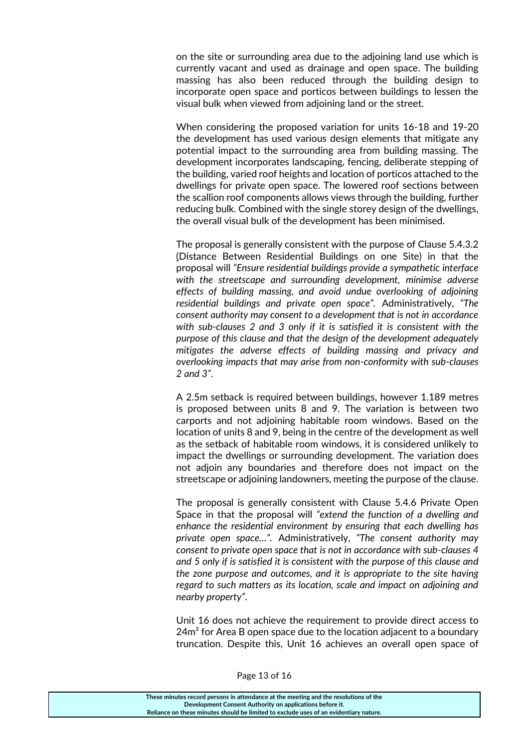on the site or surrounding area due to the adjoining land use which is currently vacant and used as drainage and open space. The building massing has also been reduced through the building design to incorporate open space and porticos between buildings to lessen the visual bulk when viewed from adjoining land or the street.

When considering the proposed variation for units 16-18 and 19-20 the development has used various design elements that mitigate any potential impact to the surrounding area from building massing. The development incorporates landscaping, fencing, deliberate stepping of the building, varied roof heights and location of porticos attached to the dwellings for private open space. The lowered roof sections between the scallion roof components allows views through the building, further reducing bulk. Combined with the single storey design of the dwellings, the overall visual bulk of the development has been minimised.

The proposal is generally consistent with the purpose of Clause 5.4.3.2 (Distance Between Residential Buildings on one Site) in that the proposal will *"Ensure residential buildings provide a sympathetic interface with the streetscape and surrounding development, minimise adverse effects of building massing, and avoid undue overlooking of adjoining residential buildings and private open space"*. Administratively, *"The consent authority may consent to a development that is not in accordance with sub-clauses 2 and 3 only if it is satisfied it is consistent with the purpose of this clause and that the design of the development adequately mitigates the adverse effects of building massing and privacy and overlooking impacts that may arise from non-conformity with sub-clauses 2 and 3"*.

A 2.5m setback is required between buildings, however 1.189 metres is proposed between units 8 and 9. The variation is between two carports and not adjoining habitable room windows. Based on the location of units 8 and 9, being in the centre of the development as well as the setback of habitable room windows, it is considered unlikely to impact the dwellings or surrounding development. The variation does not adjoin any boundaries and therefore does not impact on the streetscape or adjoining landowners, meeting the purpose of the clause.

The proposal is generally consistent with Clause 5.4.6 Private Open Space in that the proposal will *"extend the function of a dwelling and enhance the residential environment by ensuring that each dwelling has private open space…"*. Administratively, *"The consent authority may consent to private open space that is not in accordance with sub-clauses 4 and 5 only if is satisfied it is consistent with the purpose of this clause and the zone purpose and outcomes, and it is appropriate to the site having regard to such matters as its location, scale and impact on adjoining and nearby property"*.

Unit 16 does not achieve the requirement to provide direct access to 24m² for Area B open space due to the location adjacent to a boundary truncation. Despite this, Unit 16 achieves an overall open space of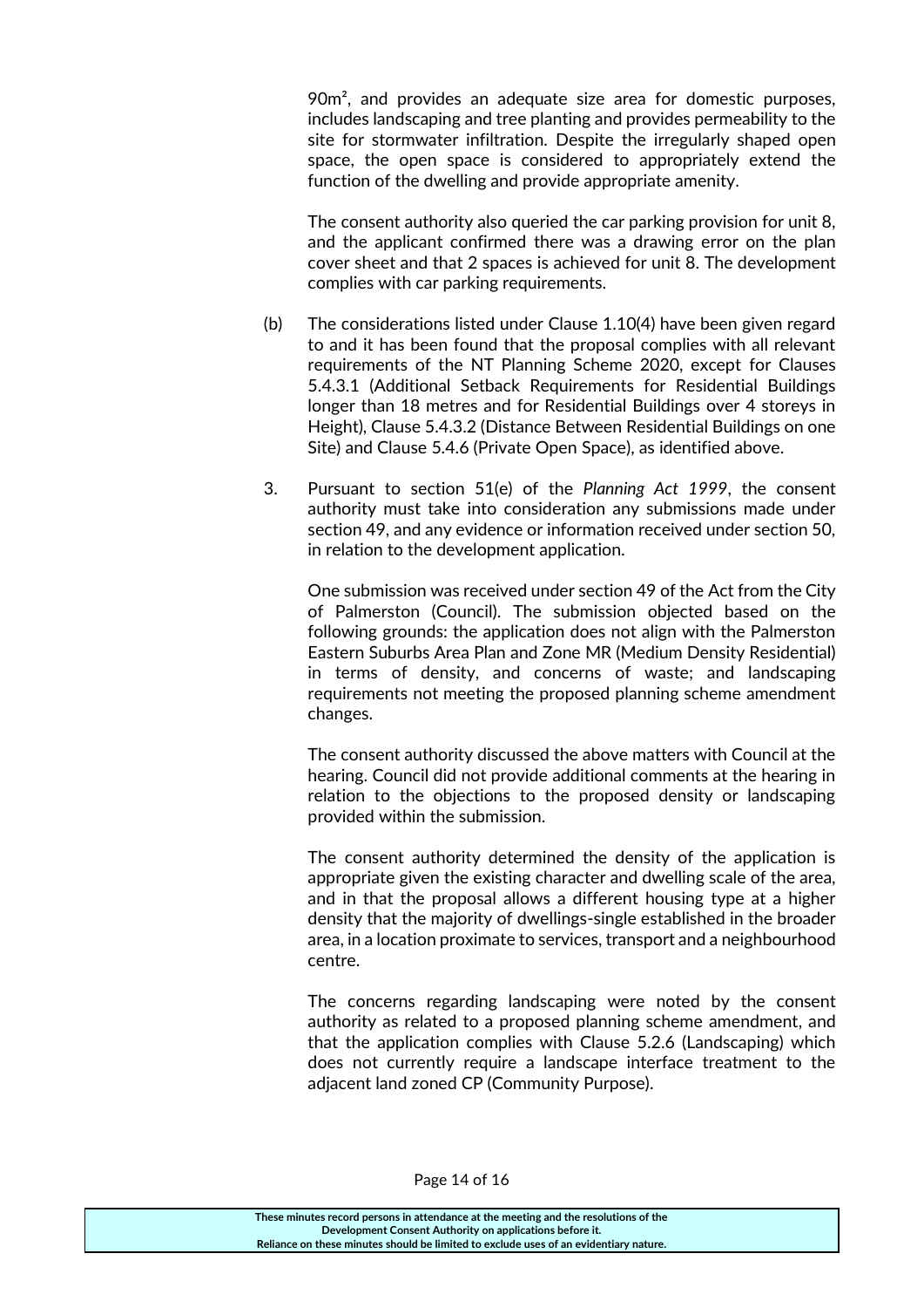90m$^2$, and provides an adequate size area for domestic purposes, includes landscaping and tree planting and provides permeability to the site for stormwater infiltration. Despite the irregularly shaped open space, the open space is considered to appropriately extend the function of the dwelling and provide appropriate amenity.

The consent authority also queried the car parking provision for unit 8, and the applicant confirmed there was a drawing error on the plan cover sheet and that 2 spaces is achieved for unit 8. The development complies with car parking requirements.

(b) The considerations listed under Clause 1.10(4) have been given regard to and it has been found that the proposal complies with all relevant requirements of the NT Planning Scheme 2020, except for Clauses 5.4.3.1 (Additional Setback Requirements for Residential Buildings longer than 18 metres and for Residential Buildings over 4 storeys in Height), Clause 5.4.3.2 (Distance Between Residential Buildings on one Site) and Clause 5.4.6 (Private Open Space), as identified above.

3. Pursuant to section 51(e) of the *Planning Act 1999*, the consent authority must take into consideration any submissions made under section 49, and any evidence or information received under section 50, in relation to the development application.

One submission was received under section 49 of the Act from the City of Palmerston (Council). The submission objected based on the following grounds: the application does not align with the Palmerston Eastern Suburbs Area Plan and Zone MR (Medium Density Residential) in terms of density, and concerns of waste; and landscaping requirements not meeting the proposed planning scheme amendment changes.

The consent authority discussed the above matters with Council at the hearing. Council did not provide additional comments at the hearing in relation to the objections to the proposed density or landscaping provided within the submission.

The consent authority determined the density of the application is appropriate given the existing character and dwelling scale of the area, and in that the proposal allows a different housing type at a higher density that the majority of dwellings-single established in the broader area, in a location proximate to services, transport and a neighbourhood centre.

The concerns regarding landscaping were noted by the consent authority as related to a proposed planning scheme amendment, and that the application complies with Clause 5.2.6 (Landscaping) which does not currently require a landscape interface treatment to the adjacent land zoned CP (Community Purpose).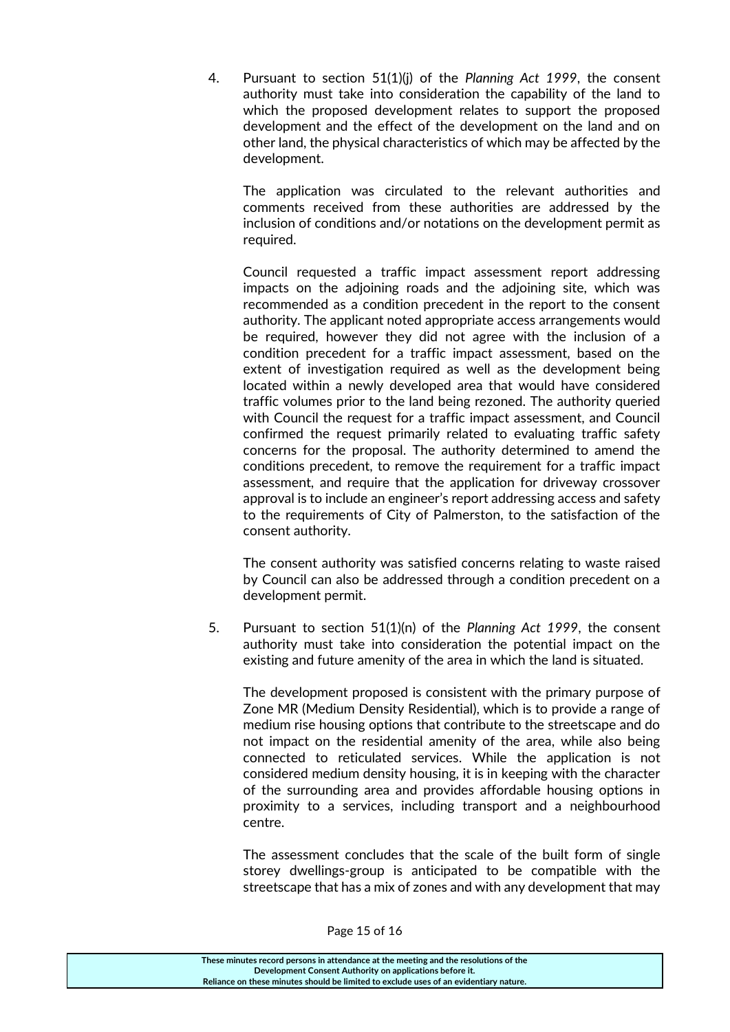4. Pursuant to section 51(1)(j) of the *Planning Act 1999*, the consent authority must take into consideration the capability of the land to which the proposed development relates to support the proposed development and the effect of the development on the land and on other land, the physical characteristics of which may be affected by the development.

   The application was circulated to the relevant authorities and comments received from these authorities are addressed by the inclusion of conditions and/or notations on the development permit as required.

   Council requested a traffic impact assessment report addressing impacts on the adjoining roads and the adjoining site, which was recommended as a condition precedent in the report to the consent authority. The applicant noted appropriate access arrangements would be required, however they did not agree with the inclusion of a condition precedent for a traffic impact assessment, based on the extent of investigation required as well as the development being located within a newly developed area that would have considered traffic volumes prior to the land being rezoned. The authority queried with Council the request for a traffic impact assessment, and Council confirmed the request primarily related to evaluating traffic safety concerns for the proposal. The authority determined to amend the conditions precedent, to remove the requirement for a traffic impact assessment, and require that the application for driveway crossover approval is to include an engineer's report addressing access and safety to the requirements of City of Palmerston, to the satisfaction of the consent authority.

   The consent authority was satisfied concerns relating to waste raised by Council can also be addressed through a condition precedent on a development permit.

5. Pursuant to section 51(1)(n) of the *Planning Act 1999*, the consent authority must take into consideration the potential impact on the existing and future amenity of the area in which the land is situated.

   The development proposed is consistent with the primary purpose of Zone MR (Medium Density Residential), which is to provide a range of medium rise housing options that contribute to the streetscape and do not impact on the residential amenity of the area, while also being connected to reticulated services. While the application is not considered medium density housing, it is in keeping with the character of the surrounding area and provides affordable housing options in proximity to a services, including transport and a neighbourhood centre.

   The assessment concludes that the scale of the built form of single storey dwellings-group is anticipated to be compatible with the streetscape that has a mix of zones and with any development that may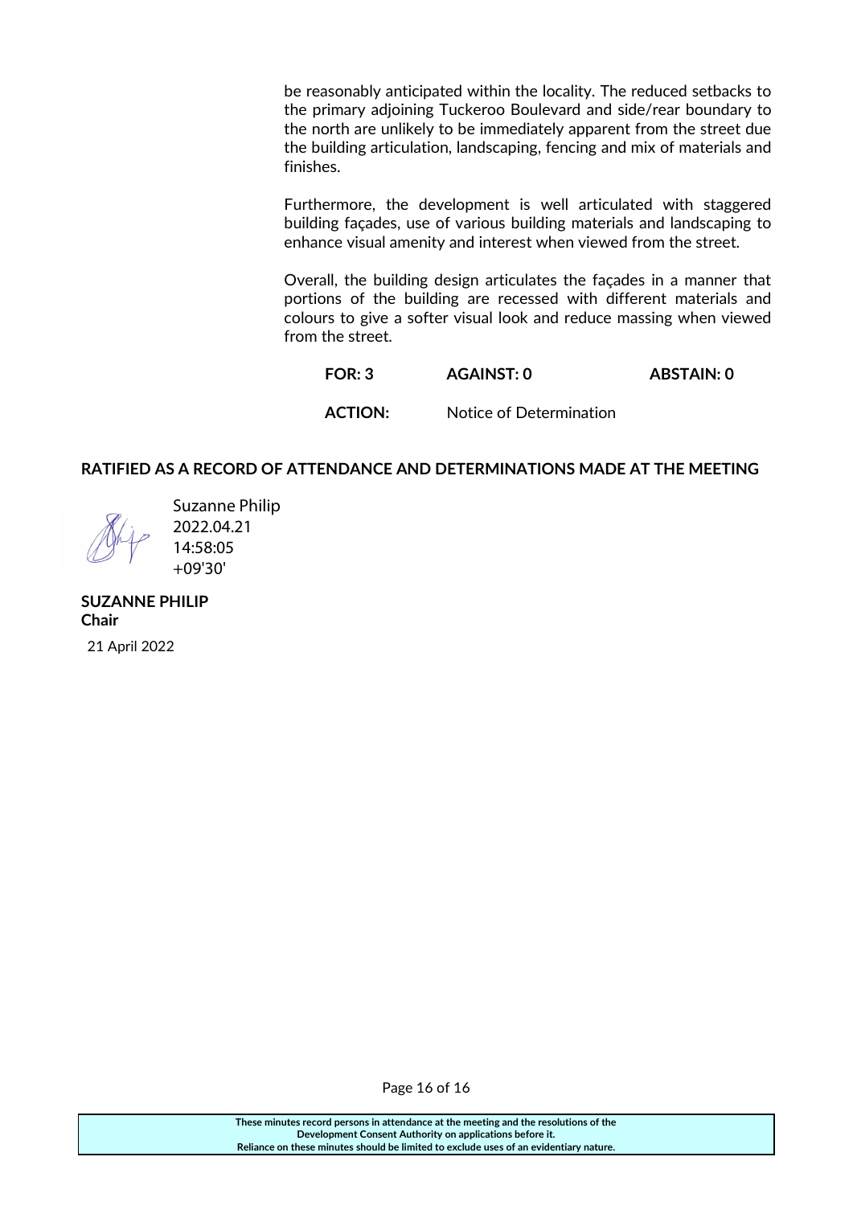be reasonably anticipated within the locality. The reduced setbacks to the primary adjoining Tuckeroo Boulevard and side/rear boundary to the north are unlikely to be immediately apparent from the street due the building articulation, landscaping, fencing and mix of materials and finishes.

Furthermore, the development is well articulated with staggered building façades, use of various building materials and landscaping to enhance visual amenity and interest when viewed from the street.

Overall, the building design articulates the façades in a manner that portions of the building are recessed with different materials and colours to give a softer visual look and reduce massing when viewed from the street.

**FOR: 3** **AGAINST: 0** **ABSTAIN: 0**

**ACTION:** Notice of Determination

**RATIFIED AS A RECORD OF ATTENDANCE AND DETERMINATIONS MADE AT THE MEETING**

Suzanne Philip
2022.04.21
14:58:05
+09'30'

**SUZANNE PHILIP**
**Chair**

21 April 2022

**These minutes record persons in attendance at the meeting and the resolutions of the Development Consent Authority on applications before it. Reliance on these minutes should be limited to exclude uses of an evidentiary nature.**